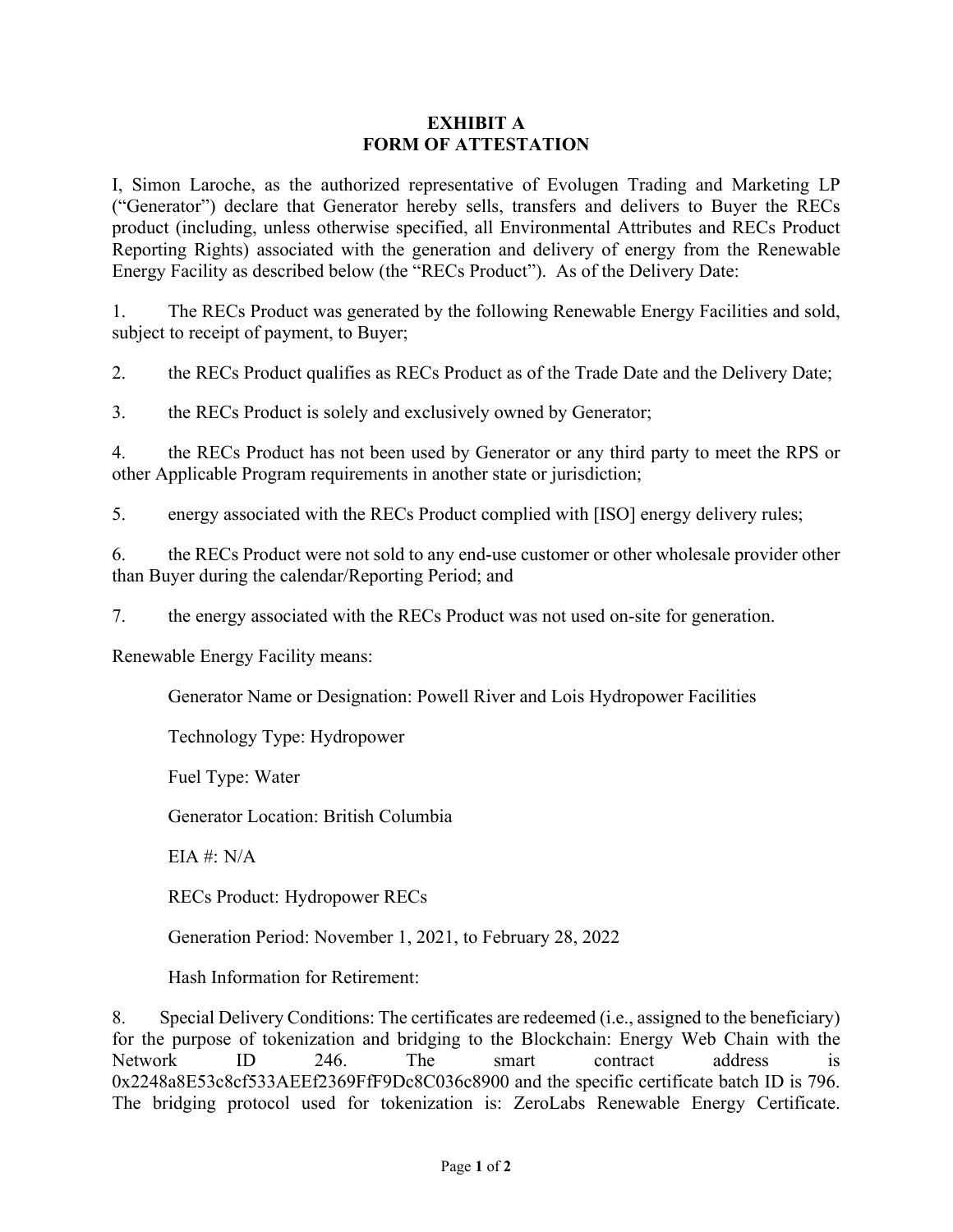# EXHIBIT A
# FORM OF ATTESTATION

I, Simon Laroche, as the authorized representative of Evolugen Trading and Marketing LP ("Generator") declare that Generator hereby sells, transfers and delivers to Buyer the RECs product (including, unless otherwise specified, all Environmental Attributes and RECs Product Reporting Rights) associated with the generation and delivery of energy from the Renewable Energy Facility as described below (the "RECs Product"). As of the Delivery Date:

1. The RECs Product was generated by the following Renewable Energy Facilities and sold, subject to receipt of payment, to Buyer;

2. the RECs Product qualifies as RECs Product as of the Trade Date and the Delivery Date;

3. the RECs Product is solely and exclusively owned by Generator;

4. the RECs Product has not been used by Generator or any third party to meet the RPS or other Applicable Program requirements in another state or jurisdiction;

5. energy associated with the RECs Product complied with [ISO] energy delivery rules;

6. the RECs Product were not sold to any end-use customer or other wholesale provider other than Buyer during the calendar/Reporting Period; and

7. the energy associated with the RECs Product was not used on-site for generation.

Renewable Energy Facility means:

Generator Name or Designation: Powell River and Lois Hydropower Facilities

Technology Type: Hydropower

Fuel Type: Water

Generator Location: British Columbia

EIA #: N/A

RECs Product: Hydropower RECs

Generation Period: November 1, 2021, to February 28, 2022

Hash Information for Retirement:

8. Special Delivery Conditions: The certificates are redeemed (i.e., assigned to the beneficiary) for the purpose of tokenization and bridging to the Blockchain: Energy Web Chain with the Network ID 246. The smart contract address is 0x2248a8E53c8cf533AEEf2369FfF9Dc8C036c8900 and the specific certificate batch ID is 796. The bridging protocol used for tokenization is: ZeroLabs Renewable Energy Certificate.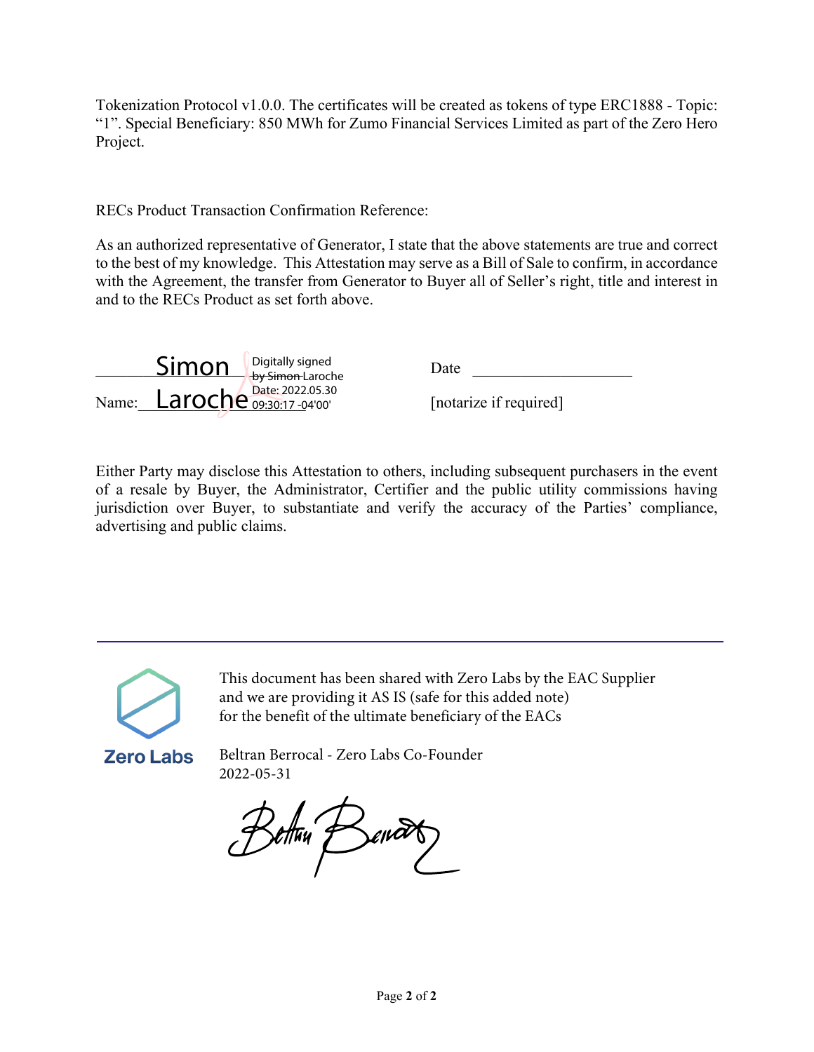Tokenization Protocol v1.0.0. The certificates will be created as tokens of type ERC1888 - Topic: “1”. Special Beneficiary: 850 MWh for Zumo Financial Services Limited as part of the Zero Hero Project.

RECs Product Transaction Confirmation Reference:

As an authorized representative of Generator, I state that the above statements are true and correct to the best of my knowledge. This Attestation may serve as a Bill of Sale to confirm, in accordance with the Agreement, the transfer from Generator to Buyer all of Seller’s right, title and interest in and to the RECs Product as set forth above.

Simon Laroche — Digitally signed by Simon Laroche Date: 2022.05.30 09:30:17 -04'00'

Name: Simon Laroche

Date ____________________

[notarize if required]

Either Party may disclose this Attestation to others, including subsequent purchasers in the event of a resale by Buyer, the Administrator, Certifier and the public utility commissions having jurisdiction over Buyer, to substantiate and verify the accuracy of the Parties’ compliance, advertising and public claims.

---

Zero Labs

This document has been shared with Zero Labs by the EAC Supplier and we are providing it AS IS (safe for this added note) for the benefit of the ultimate beneficiary of the EACs

Beltran Berrocal - Zero Labs Co-Founder
2022-05-31